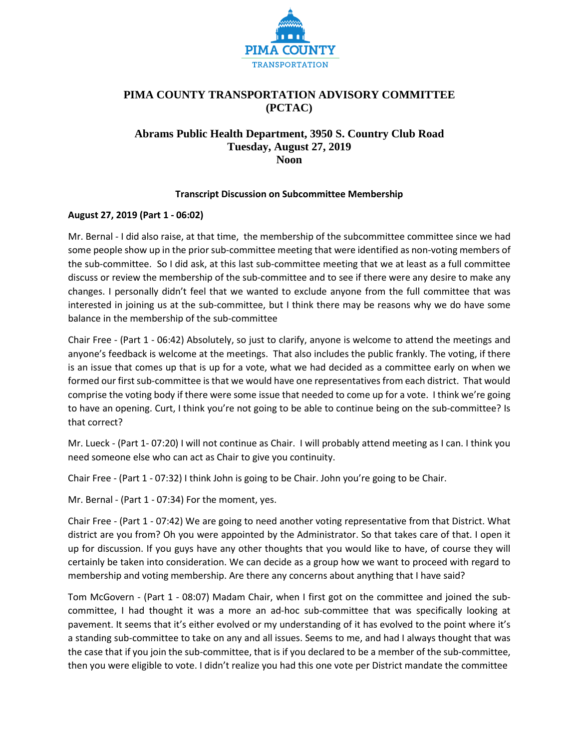PIMA COUNTY
TRANSPORTATION

# PIMA COUNTY TRANSPORTATION ADVISORY COMMITTEE (PCTAC)

## Abrams Public Health Department, 3950 S. Country Club Road
## Tuesday, August 27, 2019
## Noon

### Transcript Discussion on Subcommittee Membership

**August 27, 2019 (Part 1 - 06:02)**

Mr. Bernal - I did also raise, at that time, the membership of the subcommittee committee since we had some people show up in the prior sub-committee meeting that were identified as non-voting members of the sub-committee. So I did ask, at this last sub-committee meeting that we at least as a full committee discuss or review the membership of the sub-committee and to see if there were any desire to make any changes. I personally didn't feel that we wanted to exclude anyone from the full committee that was interested in joining us at the sub-committee, but I think there may be reasons why we do have some balance in the membership of the sub-committee

Chair Free - (Part 1 - 06:42) Absolutely, so just to clarify, anyone is welcome to attend the meetings and anyone's feedback is welcome at the meetings. That also includes the public frankly. The voting, if there is an issue that comes up that is up for a vote, what we had decided as a committee early on when we formed our first sub-committee is that we would have one representatives from each district. That would comprise the voting body if there were some issue that needed to come up for a vote. I think we're going to have an opening. Curt, I think you're not going to be able to continue being on the sub-committee? Is that correct?

Mr. Lueck - (Part 1- 07:20) I will not continue as Chair. I will probably attend meeting as I can. I think you need someone else who can act as Chair to give you continuity.

Chair Free - (Part 1 - 07:32) I think John is going to be Chair. John you're going to be Chair.

Mr. Bernal - (Part 1 - 07:34) For the moment, yes.

Chair Free - (Part 1 - 07:42) We are going to need another voting representative from that District. What district are you from? Oh you were appointed by the Administrator. So that takes care of that. I open it up for discussion. If you guys have any other thoughts that you would like to have, of course they will certainly be taken into consideration. We can decide as a group how we want to proceed with regard to membership and voting membership. Are there any concerns about anything that I have said?

Tom McGovern - (Part 1 - 08:07) Madam Chair, when I first got on the committee and joined the sub-committee, I had thought it was a more an ad-hoc sub-committee that was specifically looking at pavement. It seems that it's either evolved or my understanding of it has evolved to the point where it's a standing sub-committee to take on any and all issues. Seems to me, and had I always thought that was the case that if you join the sub-committee, that is if you declared to be a member of the sub-committee, then you were eligible to vote. I didn't realize you had this one vote per District mandate the committee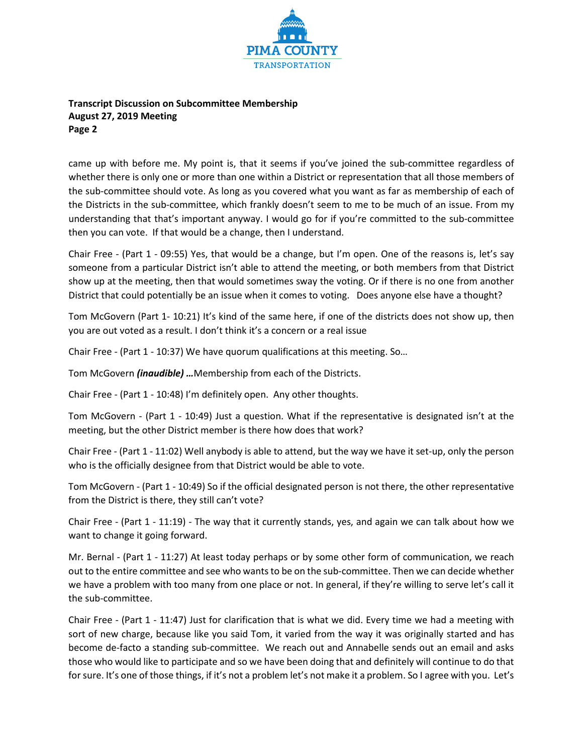came up with before me. My point is, that it seems if you've joined the sub-committee regardless of whether there is only one or more than one within a District or representation that all those members of the sub-committee should vote. As long as you covered what you want as far as membership of each of the Districts in the sub-committee, which frankly doesn't seem to me to be much of an issue. From my understanding that that's important anyway. I would go for if you're committed to the sub-committee then you can vote. If that would be a change, then I understand.

Chair Free - (Part 1 - 09:55) Yes, that would be a change, but I'm open. One of the reasons is, let's say someone from a particular District isn't able to attend the meeting, or both members from that District show up at the meeting, then that would sometimes sway the voting. Or if there is no one from another District that could potentially be an issue when it comes to voting. Does anyone else have a thought?

Tom McGovern (Part 1- 10:21) It's kind of the same here, if one of the districts does not show up, then you are out voted as a result. I don't think it's a concern or a real issue

Chair Free - (Part 1 - 10:37) We have quorum qualifications at this meeting. So…

Tom McGovern ***(inaudible) …***Membership from each of the Districts.

Chair Free - (Part 1 - 10:48) I'm definitely open. Any other thoughts.

Tom McGovern - (Part 1 - 10:49) Just a question. What if the representative is designated isn't at the meeting, but the other District member is there how does that work?

Chair Free - (Part 1 - 11:02) Well anybody is able to attend, but the way we have it set-up, only the person who is the officially designee from that District would be able to vote.

Tom McGovern - (Part 1 - 10:49) So if the official designated person is not there, the other representative from the District is there, they still can't vote?

Chair Free - (Part 1 - 11:19) - The way that it currently stands, yes, and again we can talk about how we want to change it going forward.

Mr. Bernal - (Part 1 - 11:27) At least today perhaps or by some other form of communication, we reach out to the entire committee and see who wants to be on the sub-committee. Then we can decide whether we have a problem with too many from one place or not. In general, if they're willing to serve let's call it the sub-committee.

Chair Free - (Part 1 - 11:47) Just for clarification that is what we did. Every time we had a meeting with sort of new charge, because like you said Tom, it varied from the way it was originally started and has become de-facto a standing sub-committee. We reach out and Annabelle sends out an email and asks those who would like to participate and so we have been doing that and definitely will continue to do that for sure. It's one of those things, if it's not a problem let's not make it a problem. So I agree with you. Let's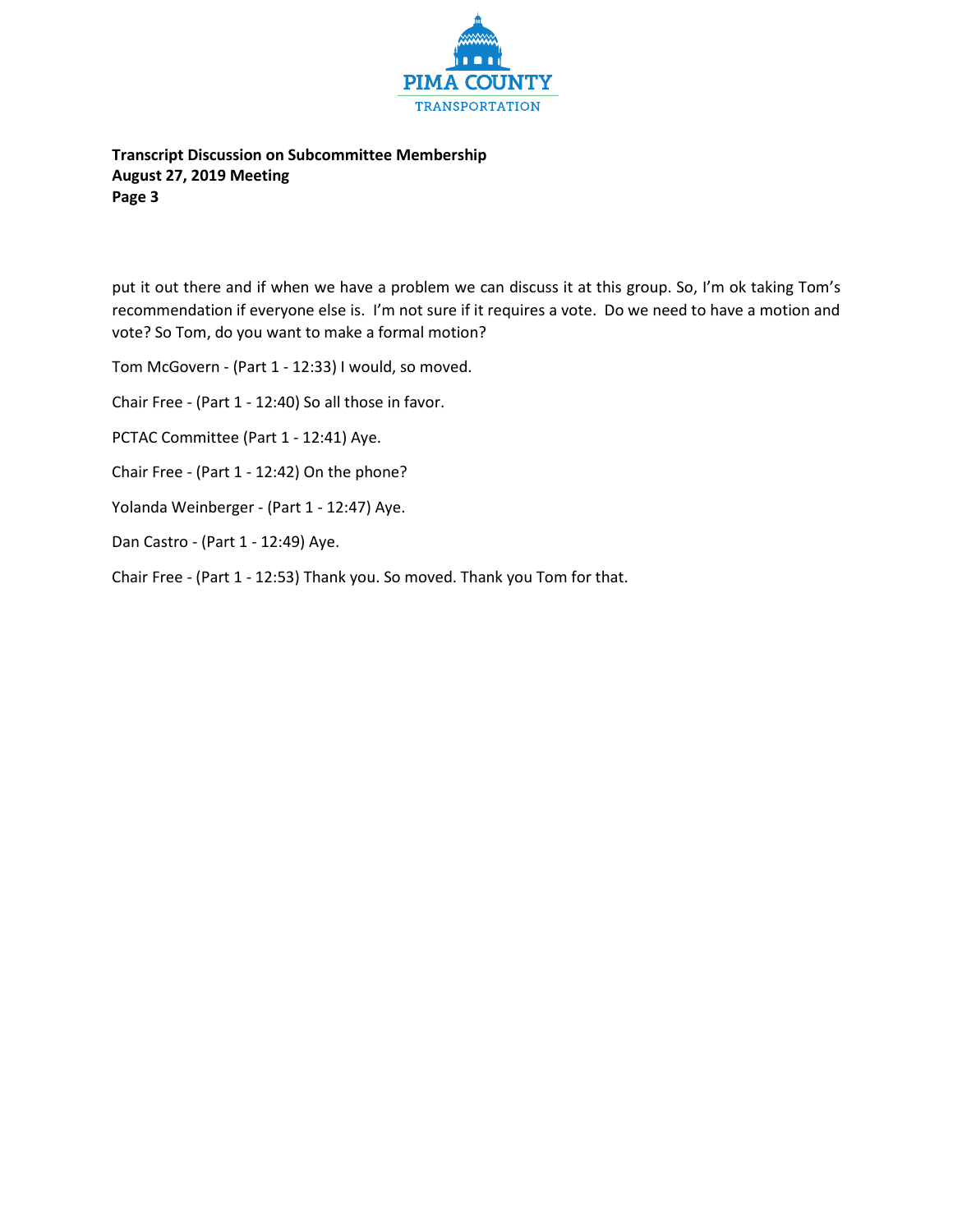put it out there and if when we have a problem we can discuss it at this group. So, I'm ok taking Tom's recommendation if everyone else is. I'm not sure if it requires a vote. Do we need to have a motion and vote? So Tom, do you want to make a formal motion?

Tom McGovern - (Part 1 - 12:33) I would, so moved.

Chair Free - (Part 1 - 12:40) So all those in favor.

PCTAC Committee (Part 1 - 12:41) Aye.

Chair Free - (Part 1 - 12:42) On the phone?

Yolanda Weinberger - (Part 1 - 12:47) Aye.

Dan Castro - (Part 1 - 12:49) Aye.

Chair Free - (Part 1 - 12:53) Thank you. So moved. Thank you Tom for that.